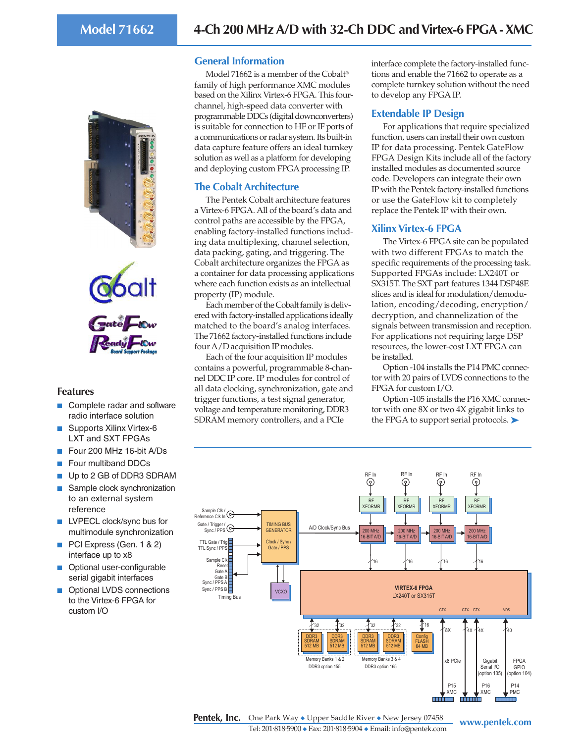# Model 71662 — 4-Ch 200 MHz A/D with 32-Ch DDC and Virtex-6 FPGA - XMC

## Features

- Complete radar and software radio interface solution
- Supports Xilinx Virtex-6 LXT and SXT FPGAs
- Four 200 MHz 16-bit A/Ds
- Four multiband DDCs
- Up to 2 GB of DDR3 SDRAM
- Sample clock synchronization to an external system reference
- LVPECL clock/sync bus for multimodule synchronization
- PCI Express (Gen. 1 & 2) interface up to x8
- Optional user-configurable serial gigabit interfaces
- Optional LVDS connections to the Virtex-6 FPGA for custom I/O

## General Information

Model 71662 is a member of the Cobalt® family of high performance XMC modules based on the Xilinx Virtex-6 FPGA. This four-channel, high-speed data converter with programmable DDCs (digital downconverters) is suitable for connection to HF or IF ports of a communications or radar system. Its built-in data capture feature offers an ideal turnkey solution as well as a platform for developing and deploying custom FPGA processing IP.

## The Cobalt Architecture

The Pentek Cobalt architecture features a Virtex-6 FPGA. All of the board's data and control paths are accessible by the FPGA, enabling factory-installed functions including data multiplexing, channel selection, data packing, gating, and triggering. The Cobalt architecture organizes the FPGA as a container for data processing applications where each function exists as an intellectual property (IP) module.

Each member of the Cobalt family is delivered with factory-installed applications ideally matched to the board's analog interfaces. The 71662 factory-installed functions include four A/D acquisition IP modules.

Each of the four acquisition IP modules contains a powerful, programmable 8-channel DDC IP core. IP modules for control of all data clocking, synchronization, gate and trigger functions, a test signal generator, voltage and temperature monitoring, DDR3 SDRAM memory controllers, and a PCIe interface complete the factory-installed functions and enable the 71662 to operate as a complete turnkey solution without the need to develop any FPGA IP.

## Extendable IP Design

For applications that require specialized function, users can install their own custom IP for data processing. Pentek GateFlow FPGA Design Kits include all of the factory installed modules as documented source code. Developers can integrate their own IP with the Pentek factory-installed functions or use the GateFlow kit to completely replace the Pentek IP with their own.

## Xilinx Virtex-6 FPGA

The Virtex-6 FPGA site can be populated with two different FPGAs to match the specific requirements of the processing task. Supported FPGAs include: LX240T or SX315T. The SXT part features 1344 DSP48E slices and is ideal for modulation/demodulation, encoding/decoding, encryption/decryption, and channelization of the signals between transmission and reception. For applications not requiring large DSP resources, the lower-cost LXT FPGA can be installed.

Option -104 installs the P14 PMC connector with 20 pairs of LVDS connections to the FPGA for custom I/O.

Option -105 installs the P16 XMC connector with one 8X or two 4X gigabit links to the FPGA to support serial protocols. ➤

Pentek, Inc. One Park Way ◆ Upper Saddle River ◆ New Jersey 07458
Tel: 201·818·5900 ◆ Fax: 201·818·5904 ◆ Email: info@pentek.com
www.pentek.com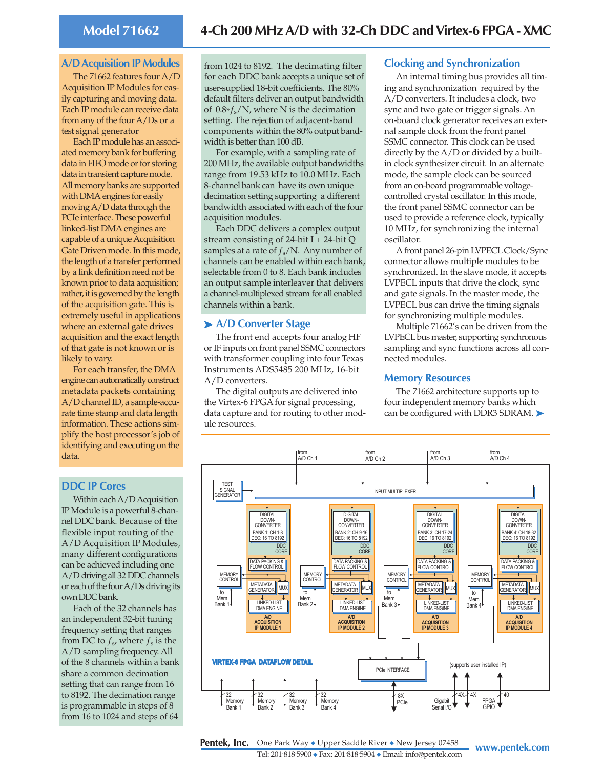# Model 71662 — 4-Ch 200 MHz A/D with 32-Ch DDC and Virtex-6 FPGA - XMC

## A/D Acquisition IP Modules

The 71662 features four A/D Acquisition IP Modules for easily capturing and moving data. Each IP module can receive data from any of the four A/Ds or a test signal generator

Each IP module has an associated memory bank for buffering data in FIFO mode or for storing data in transient capture mode. All memory banks are supported with DMA engines for easily moving A/D data through the PCIe interface. These powerful linked-list DMA engines are capable of a unique Acquisition Gate Driven mode. In this mode, the length of a transfer performed by a link definition need not be known prior to data acquisition; rather, it is governed by the length of the acquisition gate. This is extremely useful in applications where an external gate drives acquisition and the exact length of that gate is not known or is likely to vary.

For each transfer, the DMA engine can automatically construct metadata packets containing A/D channel ID, a sample-accurate time stamp and data length information. These actions simplify the host processor's job of identifying and executing on the data.

## DDC IP Cores

Within each A/D Acquisition IP Module is a powerful 8-channel DDC bank. Because of the flexible input routing of the A/D Acquisition IP Modules, many different configurations can be achieved including one A/D driving all 32 DDC channels or each of the four A/Ds driving its own DDC bank.

Each of the 32 channels has an independent 32-bit tuning frequency setting that ranges from DC to $f_s$, where $f_s$ is the A/D sampling frequency. All of the 8 channels within a bank share a common decimation setting that can range from 16 to 8192. The decimation range is programmable in steps of 8 from 16 to 1024 and steps of 64 from 1024 to 8192. The decimating filter for each DDC bank accepts a unique set of user-supplied 18-bit coefficients. The 80% default filters deliver an output bandwidth of $0.8*f_s/N$, where N is the decimation setting. The rejection of adjacent-band components within the 80% output bandwidth is better than 100 dB.

For example, with a sampling rate of 200 MHz, the available output bandwidths range from 19.53 kHz to 10.0 MHz. Each 8-channel bank can have its own unique decimation setting supporting a different bandwidth associated with each of the four acquisition modules.

Each DDC delivers a complex output stream consisting of 24-bit I + 24-bit Q samples at a rate of $f_s/N$. Any number of channels can be enabled within each bank, selectable from 0 to 8. Each bank includes an output sample interleaver that delivers a channel-multiplexed stream for all enabled channels within a bank.

## A/D Converter Stage

The front end accepts four analog HF or IF inputs on front panel SSMC connectors with transformer coupling into four Texas Instruments ADS5485 200 MHz, 16-bit A/D converters.

The digital outputs are delivered into the Virtex-6 FPGA for signal processing, data capture and for routing to other module resources.

## Clocking and Synchronization

An internal timing bus provides all timing and synchronization required by the A/D converters. It includes a clock, two sync and two gate or trigger signals. An on-board clock generator receives an external sample clock from the front panel SSMC connector. This clock can be used directly by the A/D or divided by a built-in clock synthesizer circuit. In an alternate mode, the sample clock can be sourced from an on-board programmable voltage-controlled crystal oscillator. In this mode, the front panel SSMC connector can be used to provide a reference clock, typically 10 MHz, for synchronizing the internal oscillator.

A front panel 26-pin LVPECL Clock/Sync connector allows multiple modules to be synchronized. In the slave mode, it accepts LVPECL inputs that drive the clock, sync and gate signals. In the master mode, the LVPECL bus can drive the timing signals for synchronizing multiple modules.

Multiple 71662's can be driven from the LVPECL bus master, supporting synchronous sampling and sync functions across all connected modules.

## Memory Resources

The 71662 architecture supports up to four independent memory banks which can be configured with DDR3 SDRAM. ➤

VIRTEX-6 FPGA DATAFLOW DETAIL

from A/D Ch 1 · from A/D Ch 2 · from A/D Ch 3 · from A/D Ch 4

TEST SIGNAL GENERATOR → INPUT MULTIPLEXER

A/D ACQUISITION IP MODULE 1: DIGITAL DOWN-CONVERTER BANK 1: CH 1-8, DEC: 16 TO 8192 (DDC CORE); DATA PACKING & FLOW CONTROL; METADATA GENERATOR; MUX; LINKED-LIST DMA ENGINE; MEMORY CONTROL (to Mem Bank 1)

A/D ACQUISITION IP MODULE 2: DIGITAL DOWN-CONVERTER BANK 2: CH 9-16, DEC: 16 TO 8192 (DDC CORE); DATA PACKING & FLOW CONTROL; METADATA GENERATOR; MUX; LINKED-LIST DMA ENGINE; MEMORY CONTROL (to Mem Bank 2)

A/D ACQUISITION IP MODULE 3: DIGITAL DOWN-CONVERTER BANK 3: CH 17-24, DEC: 16 TO 8192 (DDC CORE); DATA PACKING & FLOW CONTROL; METADATA GENERATOR; MUX; LINKED-LIST DMA ENGINE; MEMORY CONTROL (to Mem Bank 3)

A/D ACQUISITION IP MODULE 4: DIGITAL DOWN-CONVERTER BANK 4: CH 18-32, DEC: 16 TO 8192 (DDC CORE); DATA PACKING & FLOW CONTROL; METADATA GENERATOR; MUX; LINKED-LIST DMA ENGINE; MEMORY CONTROL (to Mem Bank 4)

PCIe INTERFACE

(supports user installed IP)

32 Memory Bank 1 · 32 Memory Bank 2 · 32 Memory Bank 3 · 32 Memory Bank 4 · 8X PCIe · 4X 4X Gigabit Serial I/O · 40 FPGA GPIO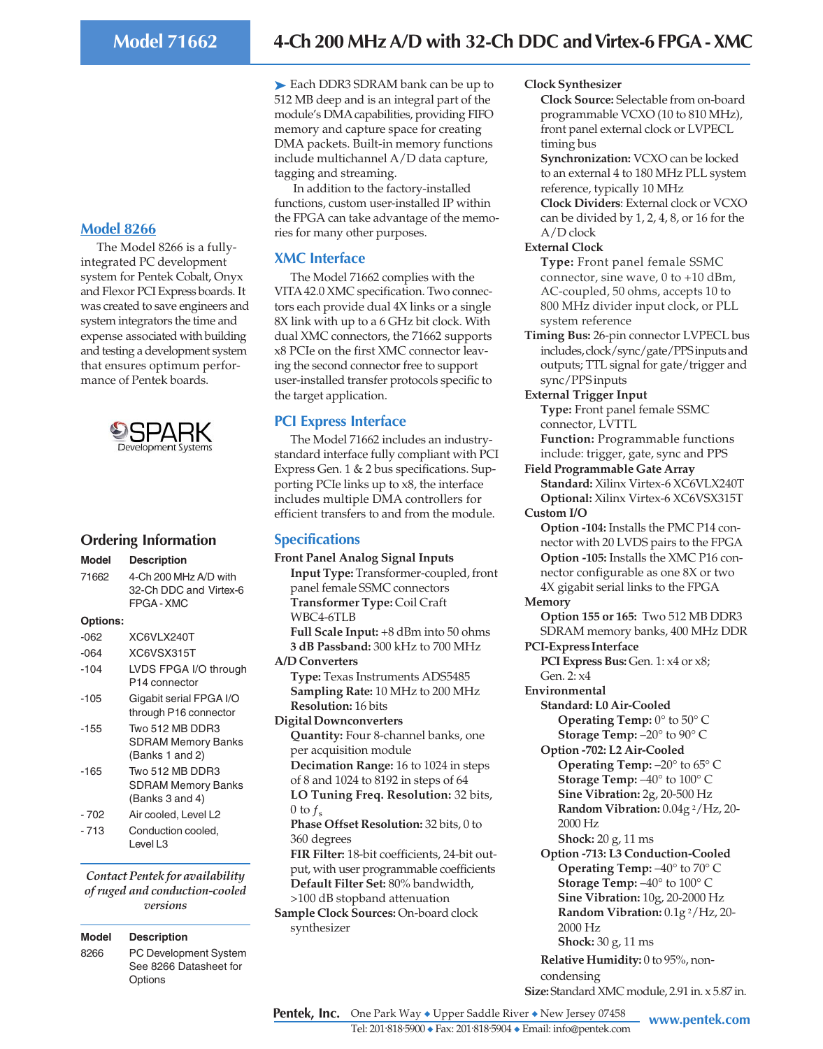# Model 71662 — 4-Ch 200 MHz A/D with 32-Ch DDC and Virtex-6 FPGA - XMC

## Model 8266

The Model 8266 is a fully-integrated PC development system for Pentek Cobalt, Onyx and Flexor PCI Express boards. It was created to save engineers and system integrators the time and expense associated with building and testing a development system that ensures optimum performance of Pentek boards.

SPARK Development Systems

## Ordering Information

| Model | Description |
|---|---|
| 71662 | 4-Ch 200 MHz A/D with 32-Ch DDC and Virtex-6 FPGA - XMC |

**Options:**

| Option | Description |
|---|---|
| -062 | XC6VLX240T |
| -064 | XC6VSX315T |
| -104 | LVDS FPGA I/O through P14 connector |
| -105 | Gigabit serial FPGA I/O through P16 connector |
| -155 | Two 512 MB DDR3 SDRAM Memory Banks (Banks 1 and 2) |
| -165 | Two 512 MB DDR3 SDRAM Memory Banks (Banks 3 and 4) |
| - 702 | Air cooled, Level L2 |
| - 713 | Conduction cooled, Level L3 |

*Contact Pentek for availability of ruged and conduction-cooled versions*

| Model | Description |
|---|---|
| 8266 | PC Development System See 8266 Datasheet for Options |

➤ Each DDR3 SDRAM bank can be up to 512 MB deep and is an integral part of the module's DMA capabilities, providing FIFO memory and capture space for creating DMA packets. Built-in memory functions include multichannel A/D data capture, tagging and streaming.

In addition to the factory-installed functions, custom user-installed IP within the FPGA can take advantage of the memories for many other purposes.

## XMC Interface

The Model 71662 complies with the VITA 42.0 XMC specification. Two connectors each provide dual 4X links or a single 8X link with up to a 6 GHz bit clock. With dual XMC connectors, the 71662 supports x8 PCIe on the first XMC connector leaving the second connector free to support user-installed transfer protocols specific to the target application.

## PCI Express Interface

The Model 71662 includes an industry-standard interface fully compliant with PCI Express Gen. 1 & 2 bus specifications. Supporting PCIe links up to x8, the interface includes multiple DMA controllers for efficient transfers to and from the module.

## Specifications

**Front Panel Analog Signal Inputs**
- **Input Type:** Transformer-coupled, front panel female SSMC connectors
- **Transformer Type:** Coil Craft WBC4-6TLB
- **Full Scale Input:** +8 dBm into 50 ohms
- **3 dB Passband:** 300 kHz to 700 MHz

**A/D Converters**
- **Type:** Texas Instruments ADS5485
- **Sampling Rate:** 10 MHz to 200 MHz
- **Resolution:** 16 bits

**Digital Downconverters**
- **Quantity:** Four 8-channel banks, one per acquisition module
- **Decimation Range:** 16 to 1024 in steps of 8 and 1024 to 8192 in steps of 64
- **LO Tuning Freq. Resolution:** 32 bits, 0 to $f_s$
- **Phase Offset Resolution:** 32 bits, 0 to 360 degrees
- **FIR Filter:** 18-bit coefficients, 24-bit output, with user programmable coefficients
- **Default Filter Set:** 80% bandwidth, >100 dB stopband attenuation

**Sample Clock Sources:** On-board clock synthesizer

**Clock Synthesizer**
- **Clock Source:** Selectable from on-board programmable VCXO (10 to 810 MHz), front panel external clock or LVPECL timing bus
- **Synchronization:** VCXO can be locked to an external 4 to 180 MHz PLL system reference, typically 10 MHz
- **Clock Dividers:** External clock or VCXO can be divided by 1, 2, 4, 8, or 16 for the A/D clock

**External Clock**
- **Type:** Front panel female SSMC connector, sine wave, 0 to +10 dBm, AC-coupled, 50 ohms, accepts 10 to 800 MHz divider input clock, or PLL system reference

**Timing Bus:** 26-pin connector LVPECL bus includes, clock/sync/gate/PPS inputs and outputs; TTL signal for gate/trigger and sync/PPS inputs

**External Trigger Input**
- **Type:** Front panel female SSMC connector, LVTTL
- **Function:** Programmable functions include: trigger, gate, sync and PPS

**Field Programmable Gate Array**
- **Standard:** Xilinx Virtex-6 XC6VLX240T
- **Optional:** Xilinx Virtex-6 XC6VSX315T

**Custom I/O**
- **Option -104:** Installs the PMC P14 connector with 20 LVDS pairs to the FPGA
- **Option -105:** Installs the XMC P16 connector configurable as one 8X or two 4X gigabit serial links to the FPGA

**Memory**
- **Option 155 or 165:** Two 512 MB DDR3 SDRAM memory banks, 400 MHz DDR

**PCI-Express Interface**
- **PCI Express Bus:** Gen. 1: x4 or x8; Gen. 2: x4

**Environmental**
- **Standard: L0 Air-Cooled**
  - **Operating Temp:** 0° to 50° C
  - **Storage Temp:** –20° to 90° C
- **Option -702: L2 Air-Cooled**
  - **Operating Temp:** –20° to 65° C
  - **Storage Temp:** –40° to 100° C
  - **Sine Vibration:** 2g, 20-500 Hz
  - **Random Vibration:** 0.04g $^2$/Hz, 20-2000 Hz
  - **Shock:** 20 g, 11 ms
- **Option -713: L3 Conduction-Cooled**
  - **Operating Temp:** –40° to 70° C
  - **Storage Temp:** –40° to 100° C
  - **Sine Vibration:** 10g, 20-2000 Hz
  - **Random Vibration:** 0.1g $^2$/Hz, 20-2000 Hz
  - **Shock:** 30 g, 11 ms
- **Relative Humidity:** 0 to 95%, non-condensing

**Size:** Standard XMC module, 2.91 in. x 5.87 in.

Pentek, Inc. One Park Way ◆ Upper Saddle River ◆ New Jersey 07458
Tel: 201·818·5900 ◆ Fax: 201·818·5904 ◆ Email: info@pentek.com
www.pentek.com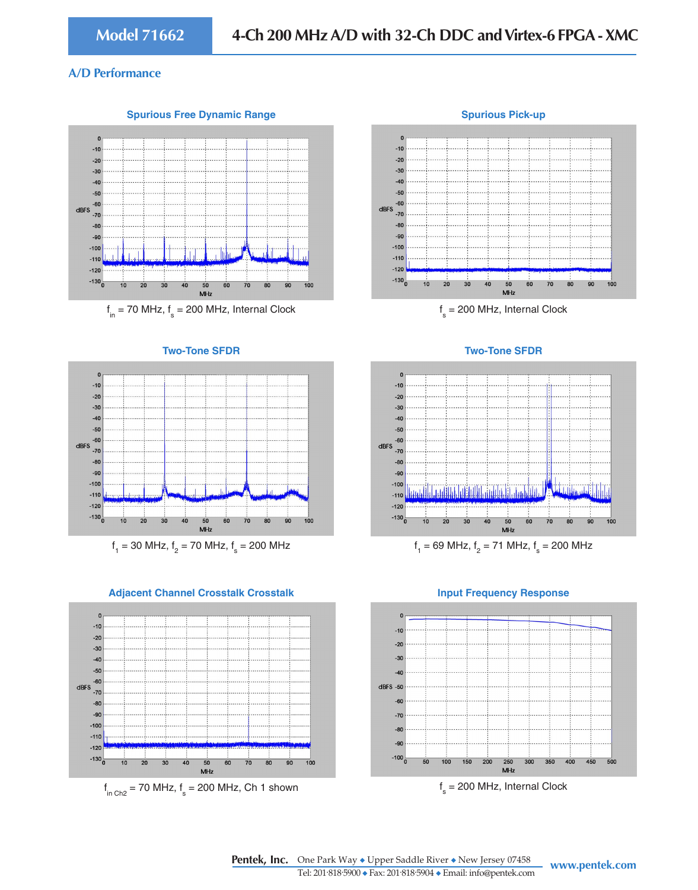# A/D Performance

### Spurious Free Dynamic Range

0
-10
-20
-30
-40
-50
-60
dBFS -70
-80
-90
-100
-110
-120
-130
0 10 20 30 40 50 60 70 80 90 100
MHz

$f_{in}$ = 70 MHz, $f_s$ = 200 MHz, Internal Clock

### Spurious Pick-up

0
-10
-20
-30
-40
-50
-60
dBFS -70
-80
-90
-100
-110
-120
-130
0 10 20 30 40 50 60 70 80 90 100
MHz

$f_s$ = 200 MHz, Internal Clock

### Two-Tone SFDR

0
-10
-20
-30
-40
-50
-60
dBFS -70
-80
-90
-100
-110
-120
-130
0 10 20 30 40 50 60 70 80 90 100
MHz

$f_1$ = 30 MHz, $f_2$ = 70 MHz, $f_s$ = 200 MHz

### Two-Tone SFDR

0
-10
-20
-30
-40
-50
-60
dBFS -70
-80
-90
-100
-110
-120
-130
0 10 20 30 40 50 60 70 80 90 100
MHz

$f_1$ = 69 MHz, $f_2$ = 71 MHz, $f_s$ = 200 MHz

### Adjacent Channel Crosstalk Crosstalk

0
-10
-20
-30
-40
-50
-60
dBFS -70
-80
-90
-100
-110
-120
-130
0 10 20 30 40 50 60 70 80 90 100
MHz

$f_{in\ Ch2}$ = 70 MHz, $f_s$ = 200 MHz, Ch 1 shown

### Input Frequency Response

0
-10
-20
-30
-40
dBFS -50
-60
-70
-80
-90
-100
0 50 100 150 200 250 300 350 400 450 500
MHz

$f_s$ = 200 MHz, Internal Clock

**Pentek, Inc.** One Park Way ◆ Upper Saddle River ◆ New Jersey 07458
Tel: 201·818·5900 ◆ Fax: 201·818·5904 ◆ Email: info@pentek.com
www.pentek.com